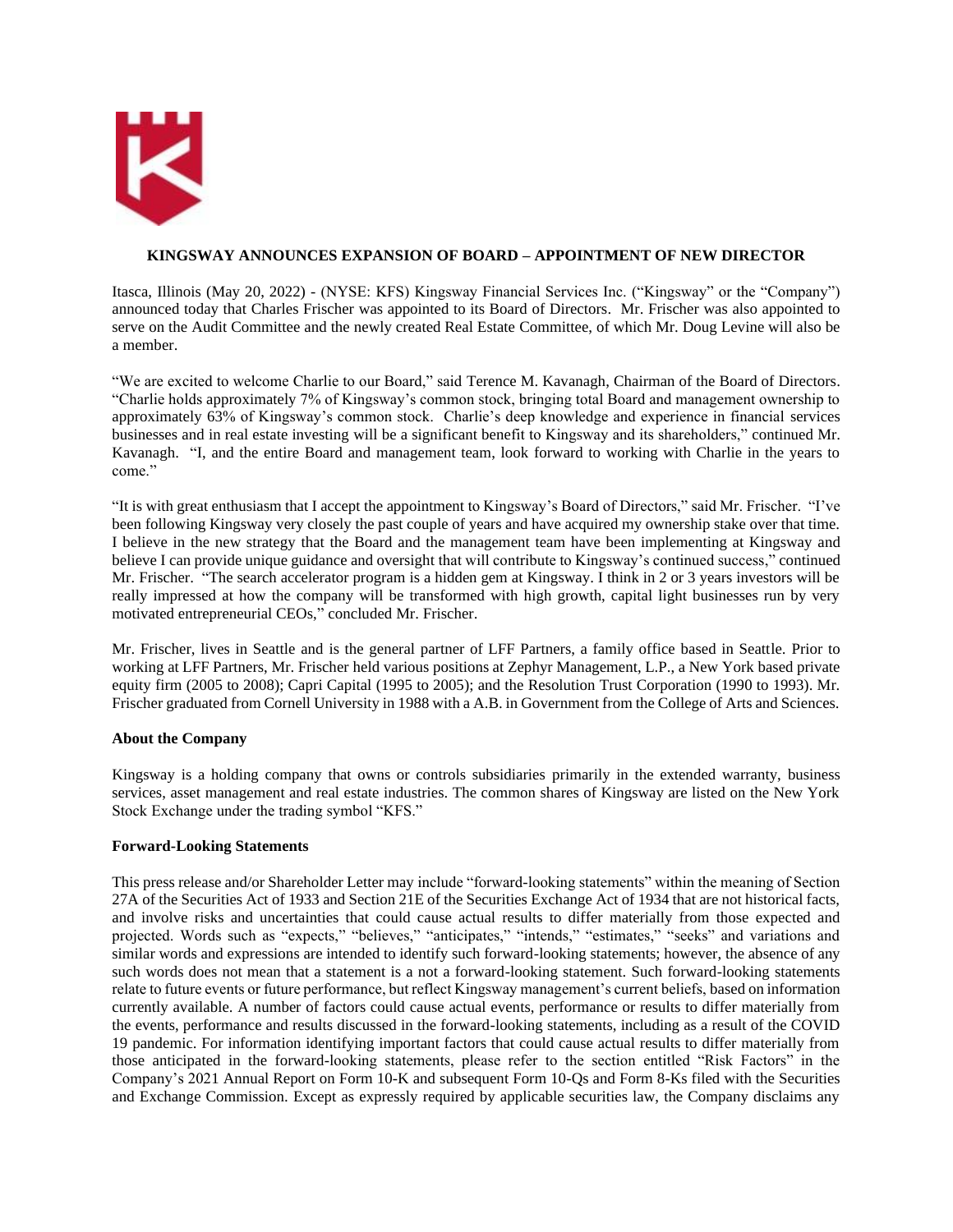# KINGSWAY ANNOUNCES EXPANSION OF BOARD – APPOINTMENT OF NEW DIRECTOR

Itasca, Illinois (May 20, 2022) - (NYSE: KFS) Kingsway Financial Services Inc. ("Kingsway" or the "Company") announced today that Charles Frischer was appointed to its Board of Directors. Mr. Frischer was also appointed to serve on the Audit Committee and the newly created Real Estate Committee, of which Mr. Doug Levine will also be a member.

"We are excited to welcome Charlie to our Board," said Terence M. Kavanagh, Chairman of the Board of Directors. "Charlie holds approximately 7% of Kingsway's common stock, bringing total Board and management ownership to approximately 63% of Kingsway's common stock. Charlie's deep knowledge and experience in financial services businesses and in real estate investing will be a significant benefit to Kingsway and its shareholders," continued Mr. Kavanagh. "I, and the entire Board and management team, look forward to working with Charlie in the years to come."

"It is with great enthusiasm that I accept the appointment to Kingsway's Board of Directors," said Mr. Frischer. "I've been following Kingsway very closely the past couple of years and have acquired my ownership stake over that time. I believe in the new strategy that the Board and the management team have been implementing at Kingsway and believe I can provide unique guidance and oversight that will contribute to Kingsway's continued success," continued Mr. Frischer. "The search accelerator program is a hidden gem at Kingsway. I think in 2 or 3 years investors will be really impressed at how the company will be transformed with high growth, capital light businesses run by very motivated entrepreneurial CEOs," concluded Mr. Frischer.

Mr. Frischer, lives in Seattle and is the general partner of LFF Partners, a family office based in Seattle. Prior to working at LFF Partners, Mr. Frischer held various positions at Zephyr Management, L.P., a New York based private equity firm (2005 to 2008); Capri Capital (1995 to 2005); and the Resolution Trust Corporation (1990 to 1993). Mr. Frischer graduated from Cornell University in 1988 with a A.B. in Government from the College of Arts and Sciences.

**About the Company**

Kingsway is a holding company that owns or controls subsidiaries primarily in the extended warranty, business services, asset management and real estate industries. The common shares of Kingsway are listed on the New York Stock Exchange under the trading symbol "KFS."

**Forward-Looking Statements**

This press release and/or Shareholder Letter may include "forward-looking statements" within the meaning of Section 27A of the Securities Act of 1933 and Section 21E of the Securities Exchange Act of 1934 that are not historical facts, and involve risks and uncertainties that could cause actual results to differ materially from those expected and projected. Words such as "expects," "believes," "anticipates," "intends," "estimates," "seeks" and variations and similar words and expressions are intended to identify such forward-looking statements; however, the absence of any such words does not mean that a statement is a not a forward-looking statement. Such forward-looking statements relate to future events or future performance, but reflect Kingsway management's current beliefs, based on information currently available. A number of factors could cause actual events, performance or results to differ materially from the events, performance and results discussed in the forward-looking statements, including as a result of the COVID 19 pandemic. For information identifying important factors that could cause actual results to differ materially from those anticipated in the forward-looking statements, please refer to the section entitled "Risk Factors" in the Company's 2021 Annual Report on Form 10-K and subsequent Form 10-Qs and Form 8-Ks filed with the Securities and Exchange Commission. Except as expressly required by applicable securities law, the Company disclaims any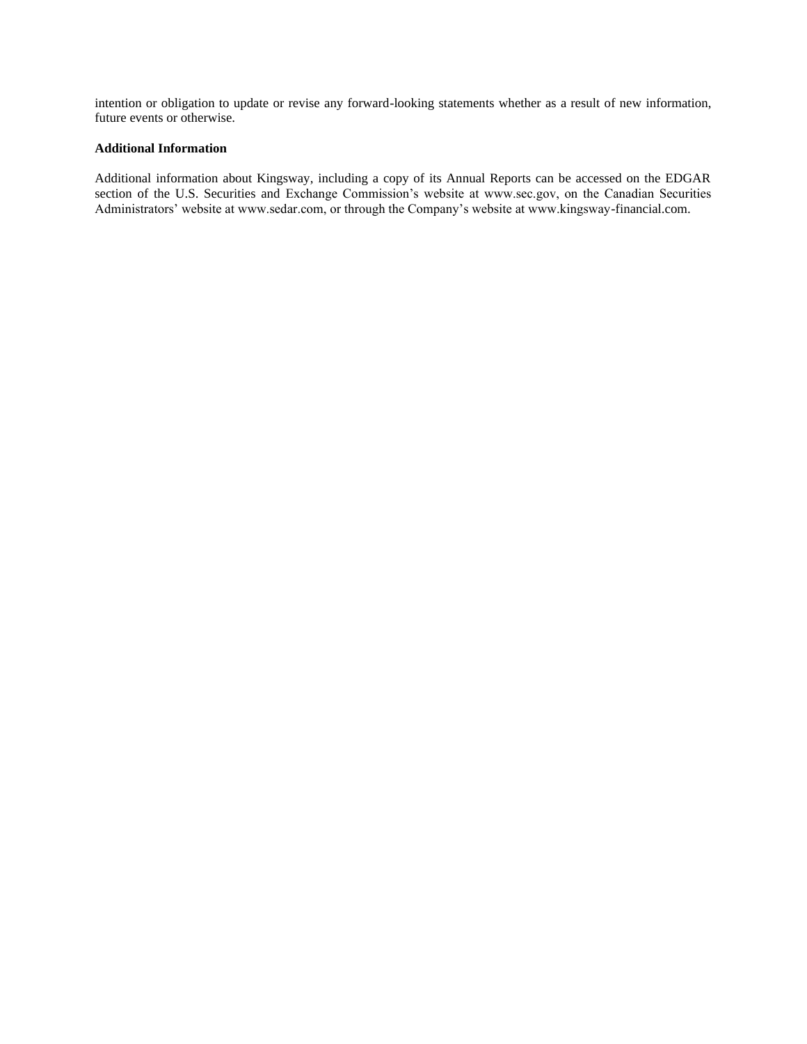intention or obligation to update or revise any forward-looking statements whether as a result of new information, future events or otherwise.

**Additional Information**

Additional information about Kingsway, including a copy of its Annual Reports can be accessed on the EDGAR section of the U.S. Securities and Exchange Commission's website at www.sec.gov, on the Canadian Securities Administrators' website at www.sedar.com, or through the Company's website at www.kingsway-financial.com.